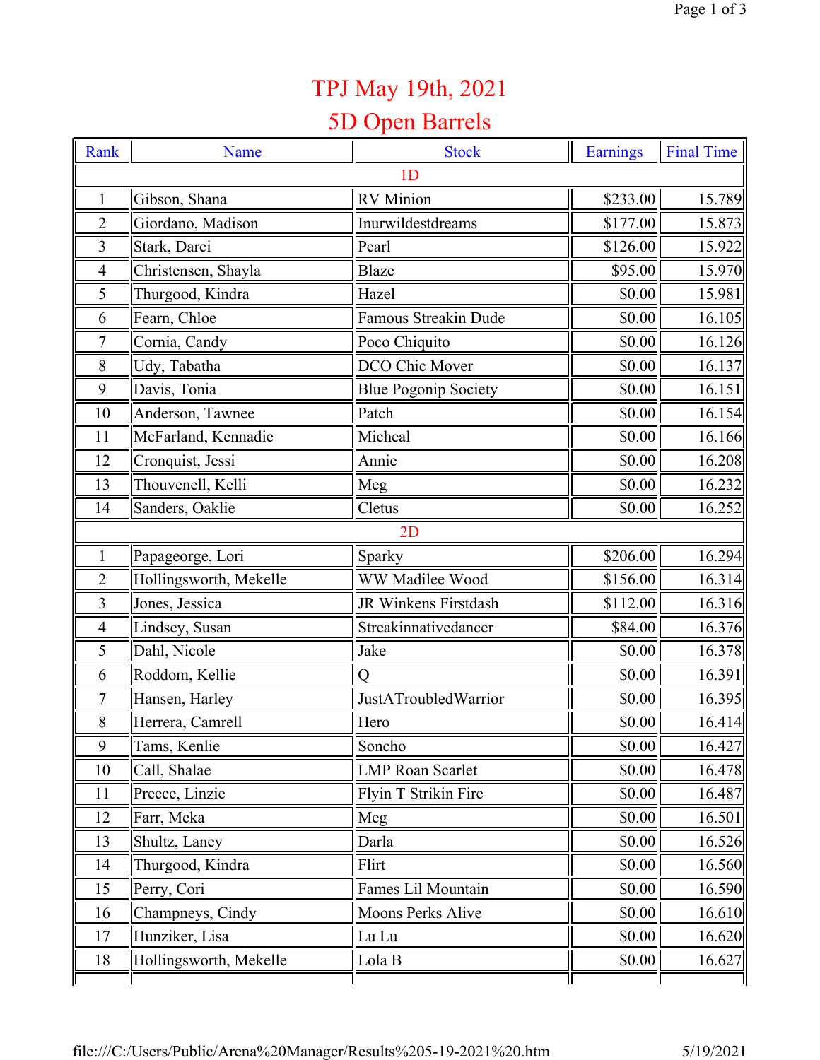# TPJ May 19th, 2021

## 5D Open Barrels

| Rank | Name | Stock | Earnings | Final Time |
|---|---|---|---|---|
| | | 1D | | |
| 1 | Gibson, Shana | RV Minion | $233.00 | 15.789 |
| 2 | Giordano, Madison | Inurwildestdreams | $177.00 | 15.873 |
| 3 | Stark, Darci | Pearl | $126.00 | 15.922 |
| 4 | Christensen, Shayla | Blaze | $95.00 | 15.970 |
| 5 | Thurgood, Kindra | Hazel | $0.00 | 15.981 |
| 6 | Fearn, Chloe | Famous Streakin Dude | $0.00 | 16.105 |
| 7 | Cornia, Candy | Poco Chiquito | $0.00 | 16.126 |
| 8 | Udy, Tabatha | DCO Chic Mover | $0.00 | 16.137 |
| 9 | Davis, Tonia | Blue Pogonip Society | $0.00 | 16.151 |
| 10 | Anderson, Tawnee | Patch | $0.00 | 16.154 |
| 11 | McFarland, Kennadie | Micheal | $0.00 | 16.166 |
| 12 | Cronquist, Jessi | Annie | $0.00 | 16.208 |
| 13 | Thouvenell, Kelli | Meg | $0.00 | 16.232 |
| 14 | Sanders, Oaklie | Cletus | $0.00 | 16.252 |
| | | 2D | | |
| 1 | Papageorge, Lori | Sparky | $206.00 | 16.294 |
| 2 | Hollingsworth, Mekelle | WW Madilee Wood | $156.00 | 16.314 |
| 3 | Jones, Jessica | JR Winkens Firstdash | $112.00 | 16.316 |
| 4 | Lindsey, Susan | Streakinnativedancer | $84.00 | 16.376 |
| 5 | Dahl, Nicole | Jake | $0.00 | 16.378 |
| 6 | Roddom, Kellie | Q | $0.00 | 16.391 |
| 7 | Hansen, Harley | JustATroubledWarrior | $0.00 | 16.395 |
| 8 | Herrera, Camrell | Hero | $0.00 | 16.414 |
| 9 | Tams, Kenlie | Soncho | $0.00 | 16.427 |
| 10 | Call, Shalae | LMP Roan Scarlet | $0.00 | 16.478 |
| 11 | Preece, Linzie | Flyin T Strikin Fire | $0.00 | 16.487 |
| 12 | Farr, Meka | Meg | $0.00 | 16.501 |
| 13 | Shultz, Laney | Darla | $0.00 | 16.526 |
| 14 | Thurgood, Kindra | Flirt | $0.00 | 16.560 |
| 15 | Perry, Cori | Fames Lil Mountain | $0.00 | 16.590 |
| 16 | Champneys, Cindy | Moons Perks Alive | $0.00 | 16.610 |
| 17 | Hunziker, Lisa | Lu Lu | $0.00 | 16.620 |
| 18 | Hollingsworth, Mekelle | Lola B | $0.00 | 16.627 |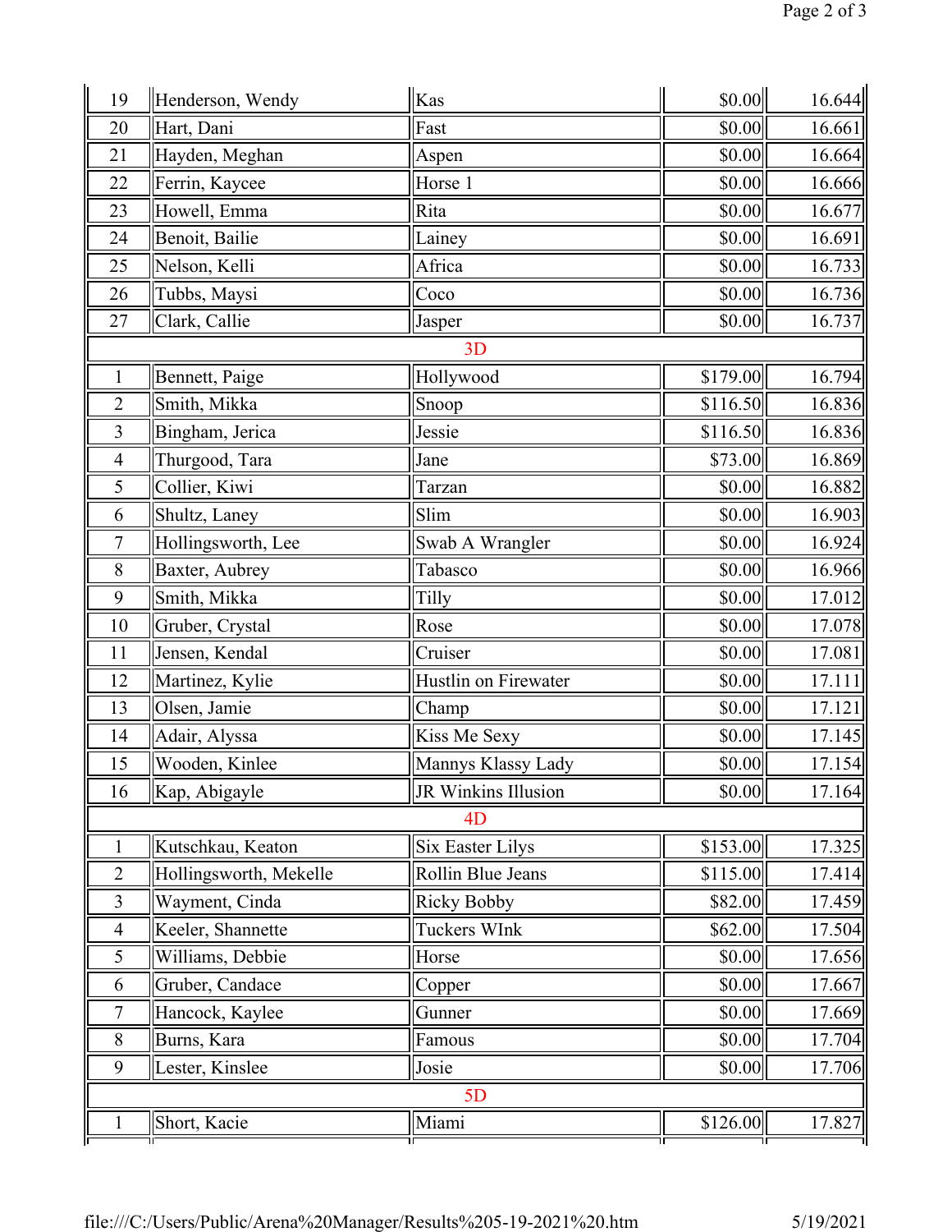| | | | | |
|---|---|---|---|---|
| 19 | Henderson, Wendy | Kas | $0.00 | 16.644 |
| 20 | Hart, Dani | Fast | $0.00 | 16.661 |
| 21 | Hayden, Meghan | Aspen | $0.00 | 16.664 |
| 22 | Ferrin, Kaycee | Horse 1 | $0.00 | 16.666 |
| 23 | Howell, Emma | Rita | $0.00 | 16.677 |
| 24 | Benoit, Bailie | Lainey | $0.00 | 16.691 |
| 25 | Nelson, Kelli | Africa | $0.00 | 16.733 |
| 26 | Tubbs, Maysi | Coco | $0.00 | 16.736 |
| 27 | Clark, Callie | Jasper | $0.00 | 16.737 |
| | | 3D | | |
| 1 | Bennett, Paige | Hollywood | $179.00 | 16.794 |
| 2 | Smith, Mikka | Snoop | $116.50 | 16.836 |
| 3 | Bingham, Jerica | Jessie | $116.50 | 16.836 |
| 4 | Thurgood, Tara | Jane | $73.00 | 16.869 |
| 5 | Collier, Kiwi | Tarzan | $0.00 | 16.882 |
| 6 | Shultz, Laney | Slim | $0.00 | 16.903 |
| 7 | Hollingsworth, Lee | Swab A Wrangler | $0.00 | 16.924 |
| 8 | Baxter, Aubrey | Tabasco | $0.00 | 16.966 |
| 9 | Smith, Mikka | Tilly | $0.00 | 17.012 |
| 10 | Gruber, Crystal | Rose | $0.00 | 17.078 |
| 11 | Jensen, Kendal | Cruiser | $0.00 | 17.081 |
| 12 | Martinez, Kylie | Hustlin on Firewater | $0.00 | 17.111 |
| 13 | Olsen, Jamie | Champ | $0.00 | 17.121 |
| 14 | Adair, Alyssa | Kiss Me Sexy | $0.00 | 17.145 |
| 15 | Wooden, Kinlee | Mannys Klassy Lady | $0.00 | 17.154 |
| 16 | Kap, Abigayle | JR Winkins Illusion | $0.00 | 17.164 |
| | | 4D | | |
| 1 | Kutschkau, Keaton | Six Easter Lilys | $153.00 | 17.325 |
| 2 | Hollingsworth, Mekelle | Rollin Blue Jeans | $115.00 | 17.414 |
| 3 | Wayment, Cinda | Ricky Bobby | $82.00 | 17.459 |
| 4 | Keeler, Shannette | Tuckers WInk | $62.00 | 17.504 |
| 5 | Williams, Debbie | Horse | $0.00 | 17.656 |
| 6 | Gruber, Candace | Copper | $0.00 | 17.667 |
| 7 | Hancock, Kaylee | Gunner | $0.00 | 17.669 |
| 8 | Burns, Kara | Famous | $0.00 | 17.704 |
| 9 | Lester, Kinslee | Josie | $0.00 | 17.706 |
| | | 5D | | |
| 1 | Short, Kacie | Miami | $126.00 | 17.827 |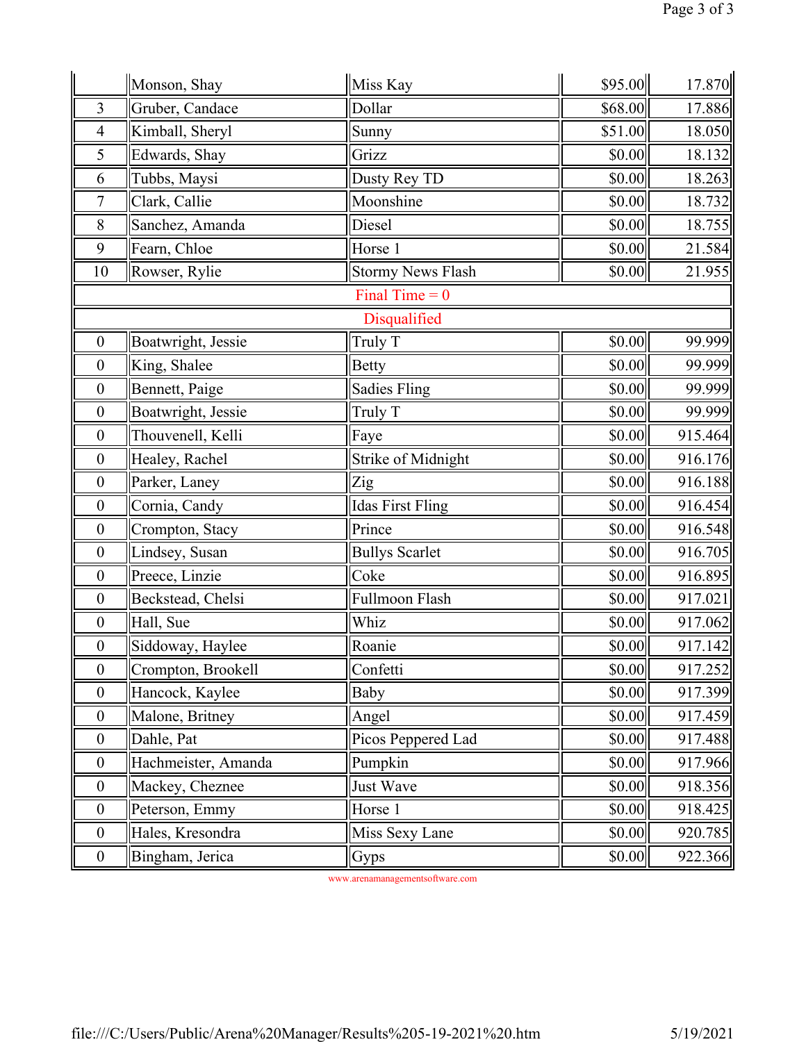| | | | | |
|---|---|---|---|---|
| | Monson, Shay | Miss Kay | $95.00 | 17.870 |
| 3 | Gruber, Candace | Dollar | $68.00 | 17.886 |
| 4 | Kimball, Sheryl | Sunny | $51.00 | 18.050 |
| 5 | Edwards, Shay | Grizz | $0.00 | 18.132 |
| 6 | Tubbs, Maysi | Dusty Rey TD | $0.00 | 18.263 |
| 7 | Clark, Callie | Moonshine | $0.00 | 18.732 |
| 8 | Sanchez, Amanda | Diesel | $0.00 | 18.755 |
| 9 | Fearn, Chloe | Horse 1 | $0.00 | 21.584 |
| 10 | Rowser, Rylie | Stormy News Flash | $0.00 | 21.955 |
| Final Time = 0 | | | | |
| Disqualified | | | | |
| 0 | Boatwright, Jessie | Truly T | $0.00 | 99.999 |
| 0 | King, Shalee | Betty | $0.00 | 99.999 |
| 0 | Bennett, Paige | Sadies Fling | $0.00 | 99.999 |
| 0 | Boatwright, Jessie | Truly T | $0.00 | 99.999 |
| 0 | Thouvenell, Kelli | Faye | $0.00 | 915.464 |
| 0 | Healey, Rachel | Strike of Midnight | $0.00 | 916.176 |
| 0 | Parker, Laney | Zig | $0.00 | 916.188 |
| 0 | Cornia, Candy | Idas First Fling | $0.00 | 916.454 |
| 0 | Crompton, Stacy | Prince | $0.00 | 916.548 |
| 0 | Lindsey, Susan | Bullys Scarlet | $0.00 | 916.705 |
| 0 | Preece, Linzie | Coke | $0.00 | 916.895 |
| 0 | Beckstead, Chelsi | Fullmoon Flash | $0.00 | 917.021 |
| 0 | Hall, Sue | Whiz | $0.00 | 917.062 |
| 0 | Siddoway, Haylee | Roanie | $0.00 | 917.142 |
| 0 | Crompton, Brookell | Confetti | $0.00 | 917.252 |
| 0 | Hancock, Kaylee | Baby | $0.00 | 917.399 |
| 0 | Malone, Britney | Angel | $0.00 | 917.459 |
| 0 | Dahle, Pat | Picos Peppered Lad | $0.00 | 917.488 |
| 0 | Hachmeister, Amanda | Pumpkin | $0.00 | 917.966 |
| 0 | Mackey, Cheznee | Just Wave | $0.00 | 918.356 |
| 0 | Peterson, Emmy | Horse 1 | $0.00 | 918.425 |
| 0 | Hales, Kresondra | Miss Sexy Lane | $0.00 | 920.785 |
| 0 | Bingham, Jerica | Gyps | $0.00 | 922.366 |

www.arenamanagementsoftware.com